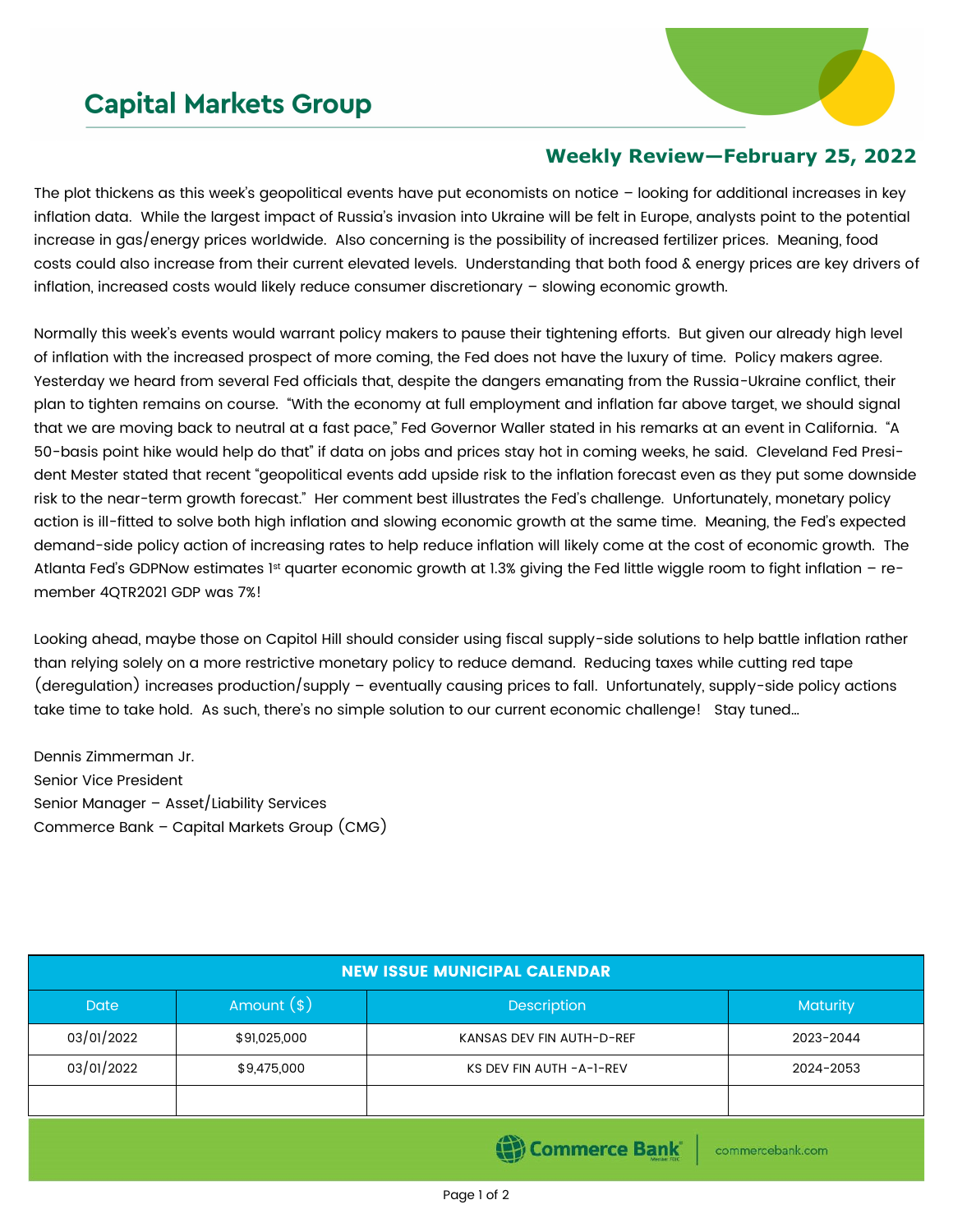# Capital Markets Group

## Weekly Review—February 25, 2022

The plot thickens as this week's geopolitical events have put economists on notice – looking for additional increases in key inflation data. While the largest impact of Russia's invasion into Ukraine will be felt in Europe, analysts point to the potential increase in gas/energy prices worldwide. Also concerning is the possibility of increased fertilizer prices. Meaning, food costs could also increase from their current elevated levels. Understanding that both food & energy prices are key drivers of inflation, increased costs would likely reduce consumer discretionary – slowing economic growth.

Normally this week's events would warrant policy makers to pause their tightening efforts. But given our already high level of inflation with the increased prospect of more coming, the Fed does not have the luxury of time. Policy makers agree. Yesterday we heard from several Fed officials that, despite the dangers emanating from the Russia-Ukraine conflict, their plan to tighten remains on course. "With the economy at full employment and inflation far above target, we should signal that we are moving back to neutral at a fast pace," Fed Governor Waller stated in his remarks at an event in California. "A 50-basis point hike would help do that" if data on jobs and prices stay hot in coming weeks, he said. Cleveland Fed President Mester stated that recent "geopolitical events add upside risk to the inflation forecast even as they put some downside risk to the near-term growth forecast." Her comment best illustrates the Fed's challenge. Unfortunately, monetary policy action is ill-fitted to solve both high inflation and slowing economic growth at the same time. Meaning, the Fed's expected demand-side policy action of increasing rates to help reduce inflation will likely come at the cost of economic growth. The Atlanta Fed's GDPNow estimates 1st quarter economic growth at 1.3% giving the Fed little wiggle room to fight inflation – remember 4QTR2021 GDP was 7%!

Looking ahead, maybe those on Capitol Hill should consider using fiscal supply-side solutions to help battle inflation rather than relying solely on a more restrictive monetary policy to reduce demand. Reducing taxes while cutting red tape (deregulation) increases production/supply – eventually causing prices to fall. Unfortunately, supply-side policy actions take time to take hold. As such, there's no simple solution to our current economic challenge! Stay tuned…

Dennis Zimmerman Jr.
Senior Vice President
Senior Manager – Asset/Liability Services
Commerce Bank – Capital Markets Group (CMG)

| NEW ISSUE MUNICIPAL CALENDAR | | | |
|---|---|---|---|
| Date | Amount ($) | Description | Maturity |
| 03/01/2022 | $91,025,000 | KANSAS DEV FIN AUTH-D-REF | 2023-2044 |
| 03/01/2022 | $9,475,000 | KS DEV FIN AUTH -A-1-REV | 2024-2053 |
| | | | |

Commerce Bank | commercebank.com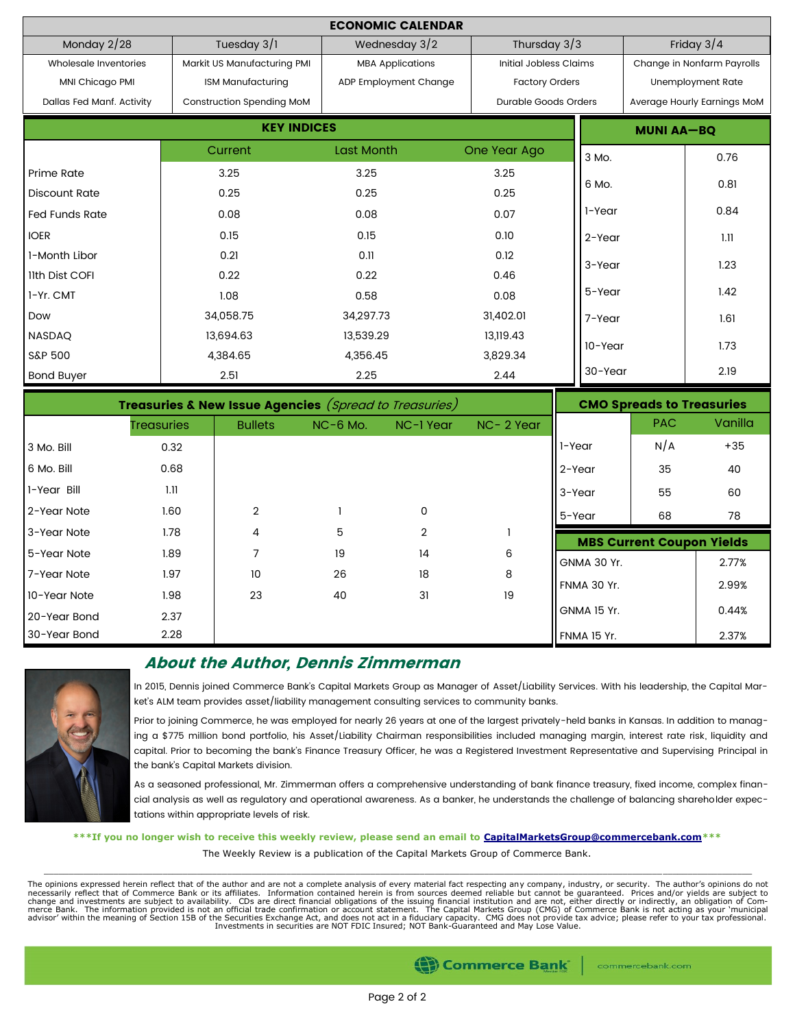## ECONOMIC CALENDAR

| Monday 2/28 | Tuesday 3/1 | Wednesday 3/2 | Thursday 3/3 | Friday 3/4 |
|---|---|---|---|---|
| Wholesale Inventories | Markit US Manufacturing PMI | MBA Applications | Initial Jobless Claims | Change in Nonfarm Payrolls |
| MNI Chicago PMI | ISM Manufacturing | ADP Employment Change | Factory Orders | Unemployment Rate |
| Dallas Fed Manf. Activity | Construction Spending MoM | | Durable Goods Orders | Average Hourly Earnings MoM |

## KEY INDICES

| | Current | Last Month | One Year Ago |
|---|---|---|---|
| Prime Rate | 3.25 | 3.25 | 3.25 |
| Discount Rate | 0.25 | 0.25 | 0.25 |
| Fed Funds Rate | 0.08 | 0.08 | 0.07 |
| IOER | 0.15 | 0.15 | 0.10 |
| 1-Month Libor | 0.21 | 0.11 | 0.12 |
| 11th Dist COFI | 0.22 | 0.22 | 0.46 |
| 1-Yr. CMT | 1.08 | 0.58 | 0.08 |
| Dow | 34,058.75 | 34,297.73 | 31,402.01 |
| NASDAQ | 13,694.63 | 13,539.29 | 13,119.43 |
| S&P 500 | 4,384.65 | 4,356.45 | 3,829.34 |
| Bond Buyer | 2.51 | 2.25 | 2.44 |

## MUNI AA—BQ

| | |
|---|---|
| 3 Mo. | 0.76 |
| 6 Mo. | 0.81 |
| 1-Year | 0.84 |
| 2-Year | 1.11 |
| 3-Year | 1.23 |
| 5-Year | 1.42 |
| 7-Year | 1.61 |
| 10-Year | 1.73 |
| 30-Year | 2.19 |

## Treasuries & New Issue Agencies *(Spread to Treasuries)*

| | Treasuries | Bullets | NC-6 Mo. | NC-1 Year | NC- 2 Year |
|---|---|---|---|---|---|
| 3 Mo. Bill | 0.32 | | | | |
| 6 Mo. Bill | 0.68 | | | | |
| 1-Year Bill | 1.11 | | | | |
| 2-Year Note | 1.60 | 2 | 1 | 0 | |
| 3-Year Note | 1.78 | 4 | 5 | 2 | 1 |
| 5-Year Note | 1.89 | 7 | 19 | 14 | 6 |
| 7-Year Note | 1.97 | 10 | 26 | 18 | 8 |
| 10-Year Note | 1.98 | 23 | 40 | 31 | 19 |
| 20-Year Bond | 2.37 | | | | |
| 30-Year Bond | 2.28 | | | | |

## CMO Spreads to Treasuries

| | PAC | Vanilla |
|---|---|---|
| 1-Year | N/A | +35 |
| 2-Year | 35 | 40 |
| 3-Year | 55 | 60 |
| 5-Year | 68 | 78 |

## MBS Current Coupon Yields

| | |
|---|---|
| GNMA 30 Yr. | 2.77% |
| FNMA 30 Yr. | 2.99% |
| GNMA 15 Yr. | 0.44% |
| FNMA 15 Yr. | 2.37% |

## *About the Author, Dennis Zimmerman*

In 2015, Dennis joined Commerce Bank's Capital Markets Group as Manager of Asset/Liability Services. With his leadership, the Capital Market's ALM team provides asset/liability management consulting services to community banks.

Prior to joining Commerce, he was employed for nearly 26 years at one of the largest privately-held banks in Kansas. In addition to managing a $775 million bond portfolio, his Asset/Liability Chairman responsibilities included managing margin, interest rate risk, liquidity and capital. Prior to becoming the bank's Finance Treasury Officer, he was a Registered Investment Representative and Supervising Principal in the bank's Capital Markets division.

As a seasoned professional, Mr. Zimmerman offers a comprehensive understanding of bank finance treasury, fixed income, complex financial analysis as well as regulatory and operational awareness. As a banker, he understands the challenge of balancing shareholder expectations within appropriate levels of risk.

**\*\*\*If you no longer wish to receive this weekly review, please send an email to CapitalMarketsGroup@commercebank.com\*\*\***

The Weekly Review is a publication of the Capital Markets Group of Commerce Bank.

The opinions expressed herein reflect that of the author and are not a complete analysis of every material fact respecting any company, industry, or security. The author's opinions do not necessarily reflect that of Commerce Bank or its affiliates. Information contained herein is from sources deemed reliable but cannot be guaranteed. Prices and/or yields are subject to change and investments are subject to availability. CDs are direct financial obligations of the issuing financial institution and are not, either directly or indirectly, an obligation of Commerce Bank. The information provided is not an official trade confirmation or account statement. The Capital Markets Group (CMG) of Commerce Bank is not acting as your 'municipal advisor' within the meaning of Section 15B of the Securities Exchange Act, and does not act in a fiduciary capacity. CMG does not provide tax advice; please refer to your tax professional. Investments in securities are NOT FDIC Insured; NOT Bank-Guaranteed and May Lose Value.

Commerce Bank | commercebank.com